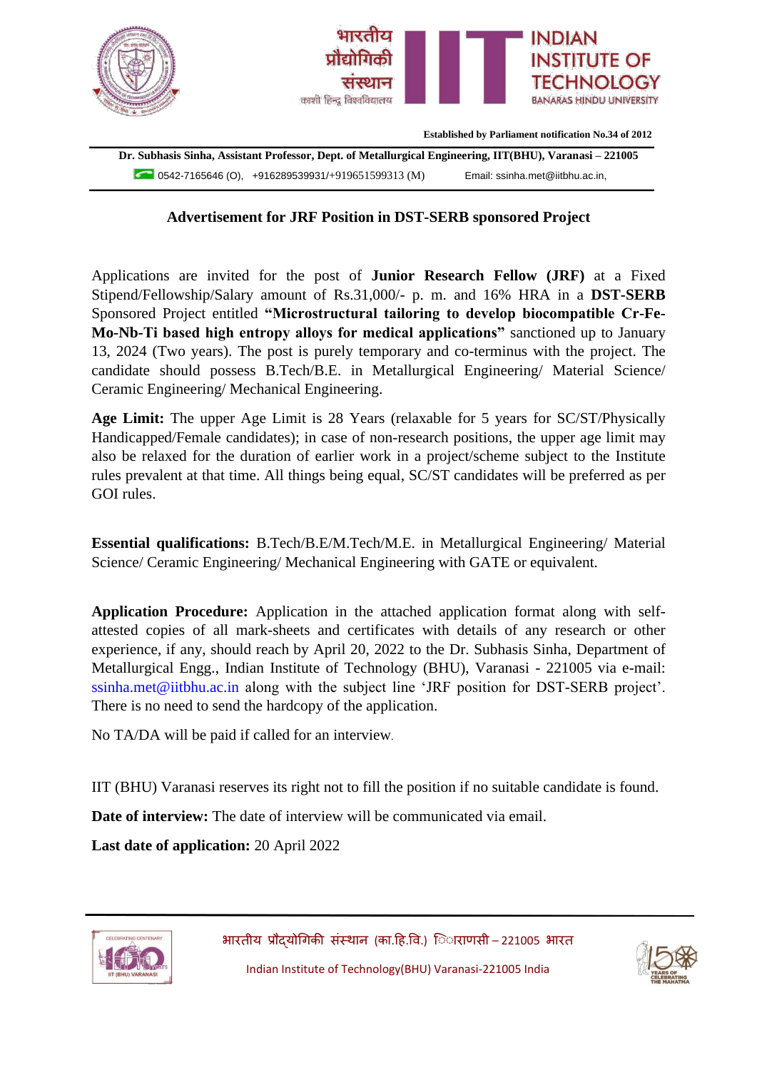भारतीय प्रौद्योगिकी संस्थान काशी हिन्दू विश्वविद्यालय

INDIAN INSTITUTE OF TECHNOLOGY BANARAS HINDU UNIVERSITY

**Established by Parliament notification No.34 of 2012**

**Dr. Subhasis Sinha, Assistant Professor, Dept. of Metallurgical Engineering, IIT(BHU), Varanasi – 221005**

0542-7165646 (O), +916289539931/+919651599313 (M) Email: ssinha.met@iitbhu.ac.in,

## Advertisement for JRF Position in DST-SERB sponsored Project

Applications are invited for the post of **Junior Research Fellow (JRF)** at a Fixed Stipend/Fellowship/Salary amount of Rs.31,000/- p. m. and 16% HRA in a **DST-SERB** Sponsored Project entitled **"Microstructural tailoring to develop biocompatible Cr-Fe-Mo-Nb-Ti based high entropy alloys for medical applications"** sanctioned up to January 13, 2024 (Two years). The post is purely temporary and co-terminus with the project. The candidate should possess B.Tech/B.E. in Metallurgical Engineering/ Material Science/ Ceramic Engineering/ Mechanical Engineering.

**Age Limit:** The upper Age Limit is 28 Years (relaxable for 5 years for SC/ST/Physically Handicapped/Female candidates); in case of non-research positions, the upper age limit may also be relaxed for the duration of earlier work in a project/scheme subject to the Institute rules prevalent at that time. All things being equal, SC/ST candidates will be preferred as per GOI rules.

**Essential qualifications:** B.Tech/B.E/M.Tech/M.E. in Metallurgical Engineering/ Material Science/ Ceramic Engineering/ Mechanical Engineering with GATE or equivalent.

**Application Procedure:** Application in the attached application format along with self-attested copies of all mark-sheets and certificates with details of any research or other experience, if any, should reach by April 20, 2022 to the Dr. Subhasis Sinha, Department of Metallurgical Engg., Indian Institute of Technology (BHU), Varanasi - 221005 via e-mail: ssinha.met@iitbhu.ac.in along with the subject line 'JRF position for DST-SERB project'. There is no need to send the hardcopy of the application.

No TA/DA will be paid if called for an interview.

IIT (BHU) Varanasi reserves its right not to fill the position if no suitable candidate is found.

**Date of interview:** The date of interview will be communicated via email.

**Last date of application:** 20 April 2022

भारतीय प्रौद्योगिकी संस्थान (का.हि.वि.) वाराणसी – 221005 भारत

Indian Institute of Technology(BHU) Varanasi-221005 India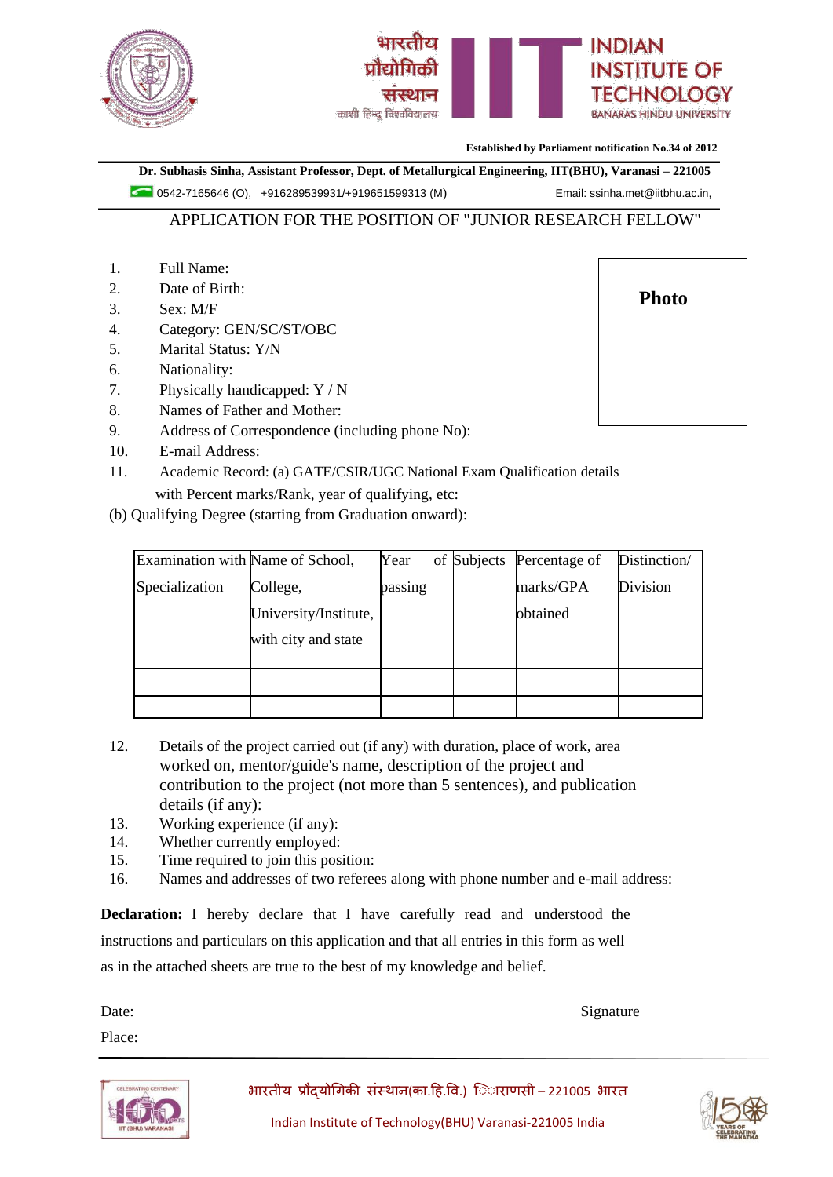भारतीय प्रौद्योगिकी संस्थान
काशी हिन्दू विश्वविद्यालय

INDIAN INSTITUTE OF TECHNOLOGY
BANARAS HINDU UNIVERSITY

**Established by Parliament notification No.34 of 2012**

**Dr. Subhasis Sinha, Assistant Professor, Dept. of Metallurgical Engineering, IIT(BHU), Varanasi – 221005**

0542-7165646 (O), +916289539931/+919651599313 (M) Email: ssinha.met@iitbhu.ac.in,

APPLICATION FOR THE POSITION OF "JUNIOR RESEARCH FELLOW"

**Photo**

1. Full Name:
2. Date of Birth:
3. Sex: M/F
4. Category: GEN/SC/ST/OBC
5. Marital Status: Y/N
6. Nationality:
7. Physically handicapped: Y / N
8. Names of Father and Mother:
9. Address of Correspondence (including phone No):
10. E-mail Address:
11. Academic Record: (a) GATE/CSIR/UGC National Exam Qualification details with Percent marks/Rank, year of qualifying, etc:

(b) Qualifying Degree (starting from Graduation onward):

| Examination with Specialization | Name of School, College, University/Institute, with city and state | Year of passing | Subjects | Percentage of marks/GPA obtained | Distinction/ Division |
|---|---|---|---|---|---|
| | | | | | |
| | | | | | |

12. Details of the project carried out (if any) with duration, place of work, area worked on, mentor/guide's name, description of the project and contribution to the project (not more than 5 sentences), and publication details (if any):
13. Working experience (if any):
14. Whether currently employed:
15. Time required to join this position:
16. Names and addresses of two referees along with phone number and e-mail address:

**Declaration:** I hereby declare that I have carefully read and understood the instructions and particulars on this application and that all entries in this form as well as in the attached sheets are true to the best of my knowledge and belief.

Date: Signature

Place:

भारतीय प्रौद्योगिकी संस्थान(का.हि.वि.) वाराणसी – 221005 भारत

Indian Institute of Technology(BHU) Varanasi-221005 India